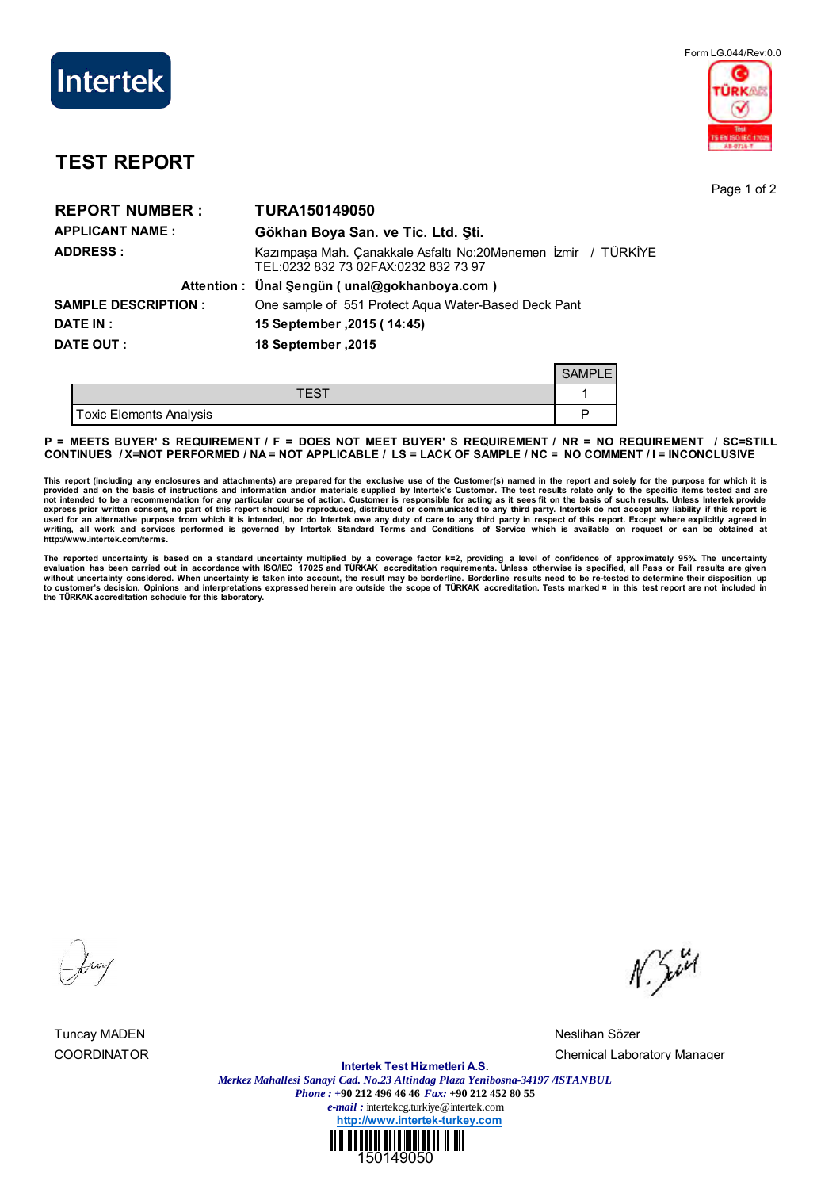Intertek

Form LG.044/Rev:0.0

TÜRKAK
Test
TS EN ISO/IEC 17025
AB-0716-T

# TEST REPORT

**REPORT NUMBER :** **TURA150149050**

**APPLICANT NAME :** **Gökhan Boya San. ve Tic. Ltd. Şti.**

**ADDRESS :** Kazımpaşa Mah. Çanakkale Asfaltı No:20Menemen İzmir / TÜRKİYE
TEL:0232 832 73 02FAX:0232 832 73 97

**Attention :** **Ünal Şengün ( unal@gokhanboya.com )**

**SAMPLE DESCRIPTION :** One sample of 551 Protect Aqua Water-Based Deck Pant

**DATE IN :** **15 September ,2015 ( 14:45)**

**DATE OUT :** **18 September ,2015**

| TEST | SAMPLE 1 |
|---|---|
| Toxic Elements Analysis | P |

**P = MEETS BUYER' S REQUIREMENT / F = DOES NOT MEET BUYER' S REQUIREMENT / NR = NO REQUIREMENT / SC=STILL CONTINUES / X=NOT PERFORMED / NA = NOT APPLICABLE / LS = LACK OF SAMPLE / NC = NO COMMENT / I = INCONCLUSIVE**

**This report (including any enclosures and attachments) are prepared for the exclusive use of the Customer(s) named in the report and solely for the purpose for which it is provided and on the basis of instructions and information and/or materials supplied by Intertek's Customer. The test results relate only to the specific items tested and are not intended to be a recommendation for any particular course of action. Customer is responsible for acting as it sees fit on the basis of such results. Unless Intertek provide express prior written consent, no part of this report should be reproduced, distributed or communicated to any third party. Intertek do not accept any liability if this report is used for an alternative purpose from which it is intended, nor do Intertek owe any duty of care to any third party in respect of this report. Except where explicitly agreed in writing, all work and services performed is governed by Intertek Standard Terms and Conditions of Service which is available on request or can be obtained at http://www.intertek.com/terms.**

**The reported uncertainty is based on a standard uncertainty multiplied by a coverage factor k=2, providing a level of confidence of approximately 95%. The uncertainty evaluation has been carried out in accordance with ISO/IEC 17025 and TÜRKAK accreditation requirements. Unless otherwise is specified, all Pass or Fail results are given without uncertainty considered. When uncertainty is taken into account, the result may be borderline. Borderline results need to be re-tested to determine their disposition up to customer's decision. Opinions and interpretations expressed herein are outside the scope of TÜRKAK accreditation. Tests marked ¤ in this test report are not included in the TÜRKAK accreditation schedule for this laboratory.**

Tuncay MADEN
COORDINATOR

Neslihan Sözer
Chemical Laboratory Manager

**Intertek Test Hizmetleri A.S.**
*Merkez Mahallesi Sanayi Cad. No.23 Altindag Plaza Yenibosna-34197 /ISTANBUL*
*Phone :* +90 212 496 46 46 *Fax:* +90 212 452 80 55
*e-mail :* intertekcg.turkiye@intertek.com
http://www.intertek-turkey.com

150149050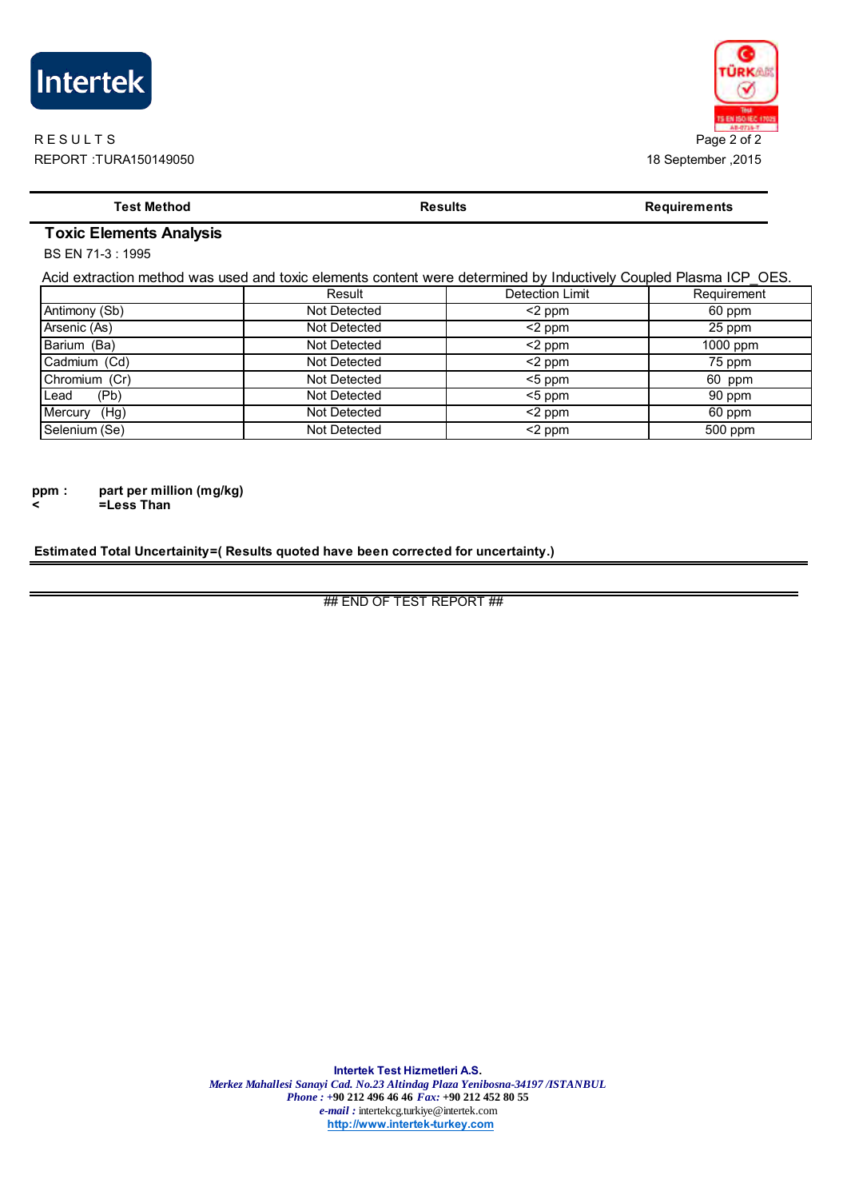RESULTS

REPORT :TURA150149050

18 September ,2015

| Test Method | Results | Requirements |
|---|---|---|

## Toxic Elements Analysis

BS EN 71-3 : 1995

Acid extraction method was used and toxic elements content were determined by Inductively Coupled Plasma ICP_OES.

| | Result | Detection Limit | Requirement |
|---|---|---|---|
| Antimony (Sb) | Not Detected | <2 ppm | 60 ppm |
| Arsenic (As) | Not Detected | <2 ppm | 25 ppm |
| Barium (Ba) | Not Detected | <2 ppm | 1000 ppm |
| Cadmium (Cd) | Not Detected | <2 ppm | 75 ppm |
| Chromium (Cr) | Not Detected | <5 ppm | 60 ppm |
| Lead (Pb) | Not Detected | <5 ppm | 90 ppm |
| Mercury (Hg) | Not Detected | <2 ppm | 60 ppm |
| Selenium (Se) | Not Detected | <2 ppm | 500 ppm |

**ppm :** **part per million (mg/kg)**
**<** **=Less Than**

**Estimated Total Uncertainity=( Results quoted have been corrected for uncertainty.)**

## END OF TEST REPORT ##

**Intertek Test Hizmetleri A.S.**
*Merkez Mahallesi Sanayi Cad. No.23 Altindag Plaza Yenibosna-34197 /ISTANBUL*
*Phone :* +90 212 496 46 46 *Fax:* +90 212 452 80 55
*e-mail :* intertekcg.turkiye@intertek.com
http://www.intertek-turkey.com